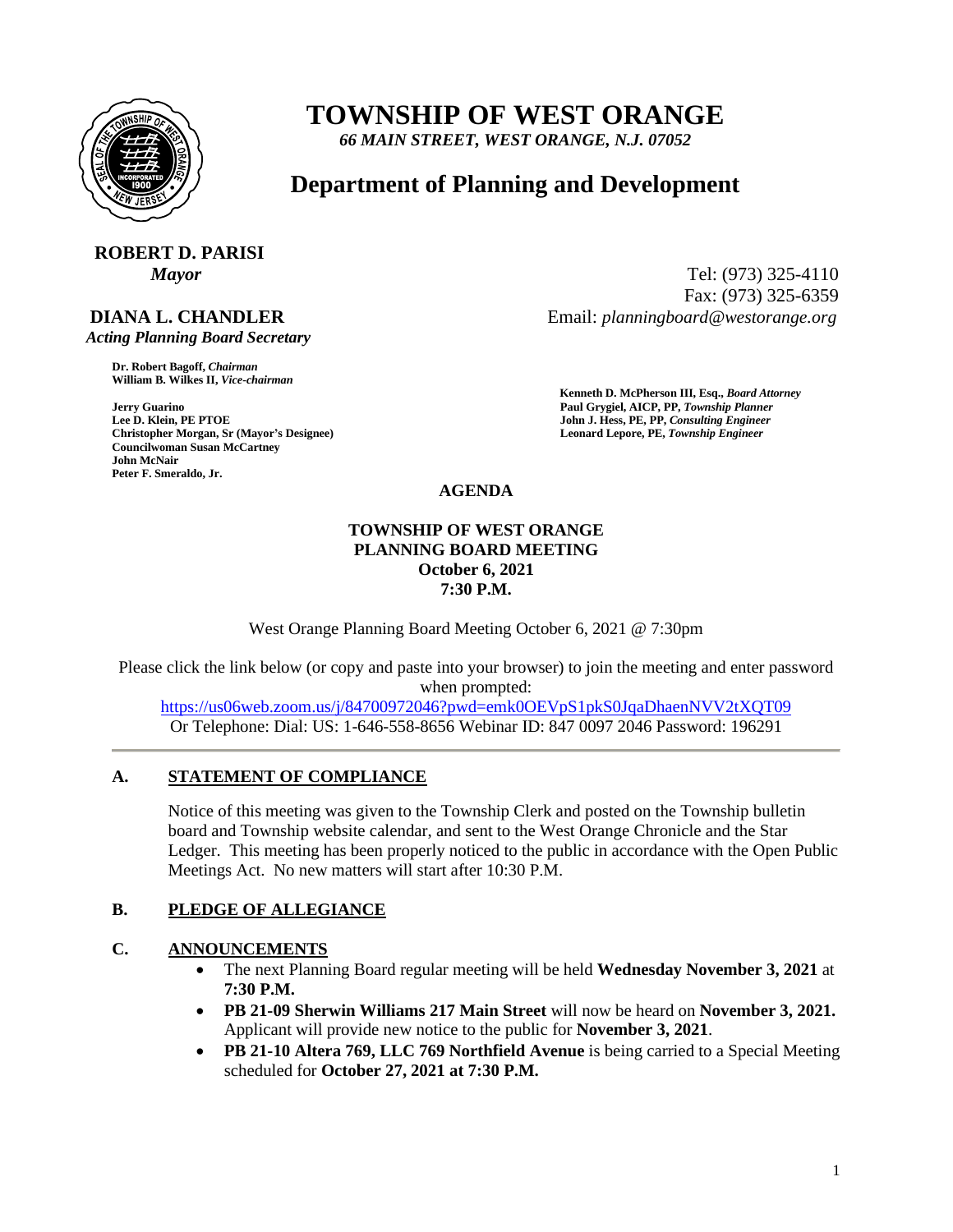# TOWNSHIP OF WEST ORANGE

*66 MAIN STREET, WEST ORANGE, N.J. 07052*

## Department of Planning and Development

**ROBERT D. PARISI**
*Mayor*

Tel: (973) 325-4110
Fax: (973) 325-6359
Email: *planningboard@westorange.org*

**DIANA L. CHANDLER**
*Acting Planning Board Secretary*

**Dr. Robert Bagoff,** ***Chairman***
**William B. Wilkes II,** ***Vice-chairman***

**Jerry Guarino**
**Lee D. Klein, PE PTOE**
**Christopher Morgan, Sr (Mayor's Designee)**
**Councilwoman Susan McCartney**
**John McNair**
**Peter F. Smeraldo, Jr.**

**Kenneth D. McPherson III, Esq.,** ***Board Attorney***
**Paul Grygiel, AICP, PP,** ***Township Planner***
**John J. Hess, PE, PP,** ***Consulting Engineer***
**Leonard Lepore, PE,** ***Township Engineer***

**AGENDA**

**TOWNSHIP OF WEST ORANGE**
**PLANNING BOARD MEETING**
**October 6, 2021**
**7:30 P.M.**

West Orange Planning Board Meeting October 6, 2021 @ 7:30pm

Please click the link below (or copy and paste into your browser) to join the meeting and enter password when prompted:
https://us06web.zoom.us/j/84700972046?pwd=emk0OEVpS1pkS0JqaDhaenNVV2tXQT09
Or Telephone: Dial: US: 1-646-558-8656 Webinar ID: 847 0097 2046 Password: 196291

---

**A. STATEMENT OF COMPLIANCE**

Notice of this meeting was given to the Township Clerk and posted on the Township bulletin board and Township website calendar, and sent to the West Orange Chronicle and the Star Ledger. This meeting has been properly noticed to the public in accordance with the Open Public Meetings Act. No new matters will start after 10:30 P.M.

**B. PLEDGE OF ALLEGIANCE**

**C. ANNOUNCEMENTS**

- The next Planning Board regular meeting will be held **Wednesday November 3, 2021** at **7:30 P.M.**
- **PB 21-09 Sherwin Williams 217 Main Street** will now be heard on **November 3, 2021.** Applicant will provide new notice to the public for **November 3, 2021**.
- **PB 21-10 Altera 769, LLC 769 Northfield Avenue** is being carried to a Special Meeting scheduled for **October 27, 2021 at 7:30 P.M.**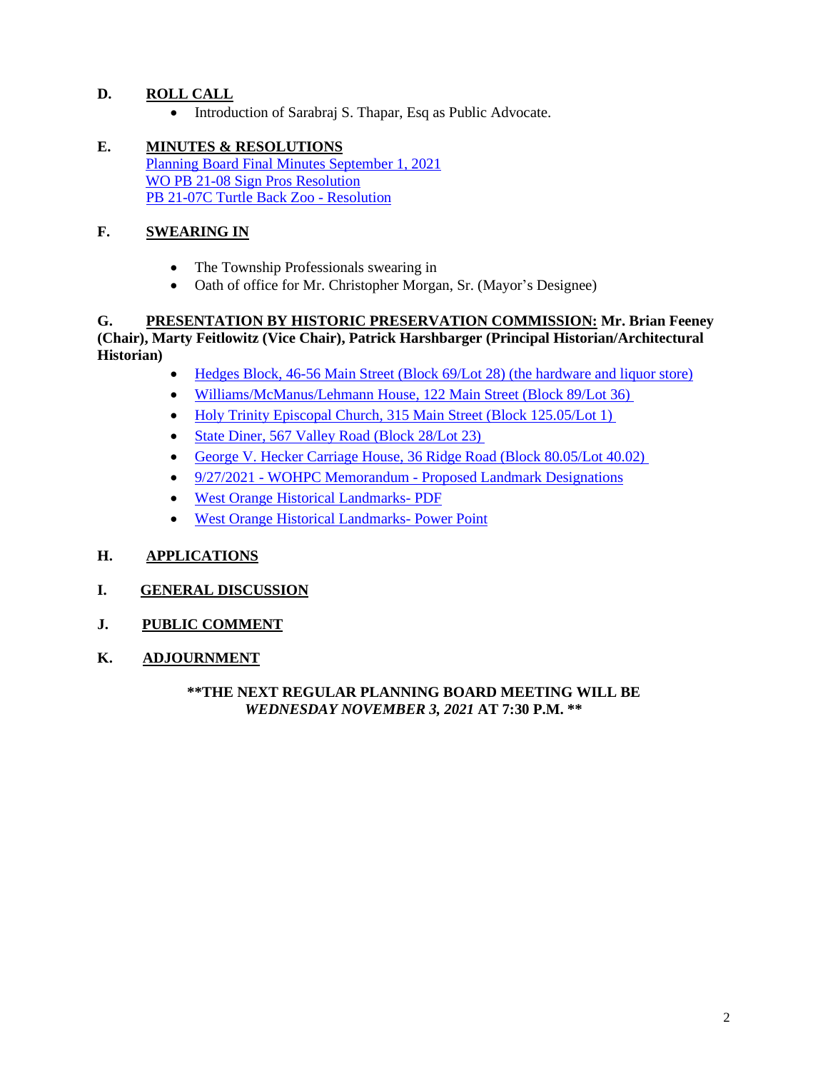## D. ROLL CALL

- Introduction of Sarabraj S. Thapar, Esq as Public Advocate.

## E. MINUTES & RESOLUTIONS

Planning Board Final Minutes September 1, 2021
WO PB 21-08 Sign Pros Resolution
PB 21-07C Turtle Back Zoo - Resolution

## F. SWEARING IN

- The Township Professionals swearing in
- Oath of office for Mr. Christopher Morgan, Sr. (Mayor's Designee)

## G. PRESENTATION BY HISTORIC PRESERVATION COMMISSION: Mr. Brian Feeney (Chair), Marty Feitlowitz (Vice Chair), Patrick Harshbarger (Principal Historian/Architectural Historian)

- Hedges Block, 46-56 Main Street (Block 69/Lot 28) (the hardware and liquor store)
- Williams/McManus/Lehmann House, 122 Main Street (Block 89/Lot 36)
- Holy Trinity Episcopal Church, 315 Main Street (Block 125.05/Lot 1)
- State Diner, 567 Valley Road (Block 28/Lot 23)
- George V. Hecker Carriage House, 36 Ridge Road (Block 80.05/Lot 40.02)
- 9/27/2021 - WOHPC Memorandum - Proposed Landmark Designations
- West Orange Historical Landmarks- PDF
- West Orange Historical Landmarks- Power Point

## H. APPLICATIONS

## I. GENERAL DISCUSSION

## J. PUBLIC COMMENT

## K. ADJOURNMENT

**\*\*THE NEXT REGULAR PLANNING BOARD MEETING WILL BE *WEDNESDAY NOVEMBER 3, 2021* AT 7:30 P.M. \*\***